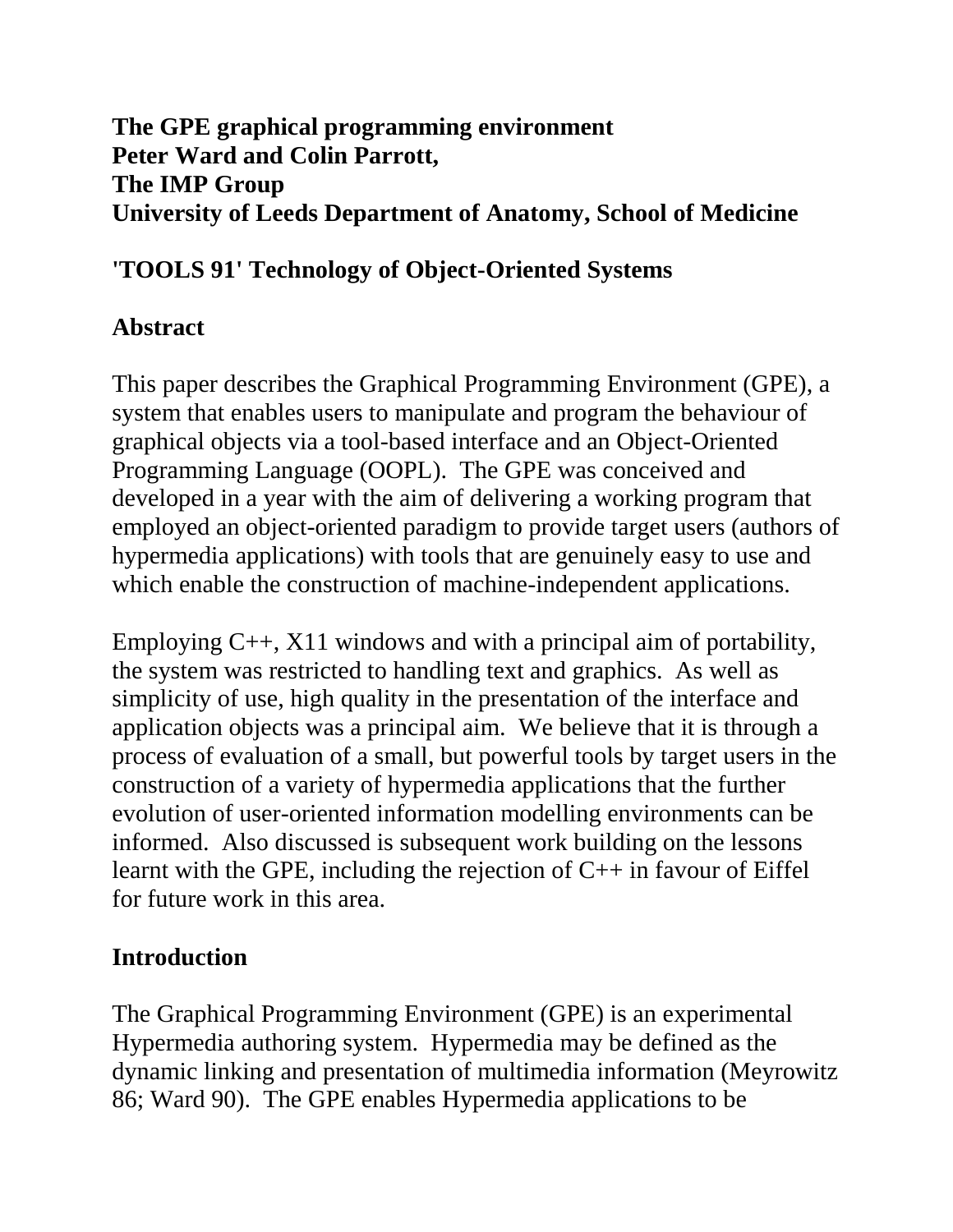**The GPE graphical programming environment**
**Peter Ward and Colin Parrott,**
**The IMP Group**
**University of Leeds Department of Anatomy, School of Medicine**

**'TOOLS 91' Technology of Object-Oriented Systems**

## Abstract

This paper describes the Graphical Programming Environment (GPE), a system that enables users to manipulate and program the behaviour of graphical objects via a tool-based interface and an Object-Oriented Programming Language (OOPL). The GPE was conceived and developed in a year with the aim of delivering a working program that employed an object-oriented paradigm to provide target users (authors of hypermedia applications) with tools that are genuinely easy to use and which enable the construction of machine-independent applications.

Employing C++, X11 windows and with a principal aim of portability, the system was restricted to handling text and graphics. As well as simplicity of use, high quality in the presentation of the interface and application objects was a principal aim. We believe that it is through a process of evaluation of a small, but powerful tools by target users in the construction of a variety of hypermedia applications that the further evolution of user-oriented information modelling environments can be informed. Also discussed is subsequent work building on the lessons learnt with the GPE, including the rejection of C++ in favour of Eiffel for future work in this area.

## Introduction

The Graphical Programming Environment (GPE) is an experimental Hypermedia authoring system. Hypermedia may be defined as the dynamic linking and presentation of multimedia information (Meyrowitz 86; Ward 90). The GPE enables Hypermedia applications to be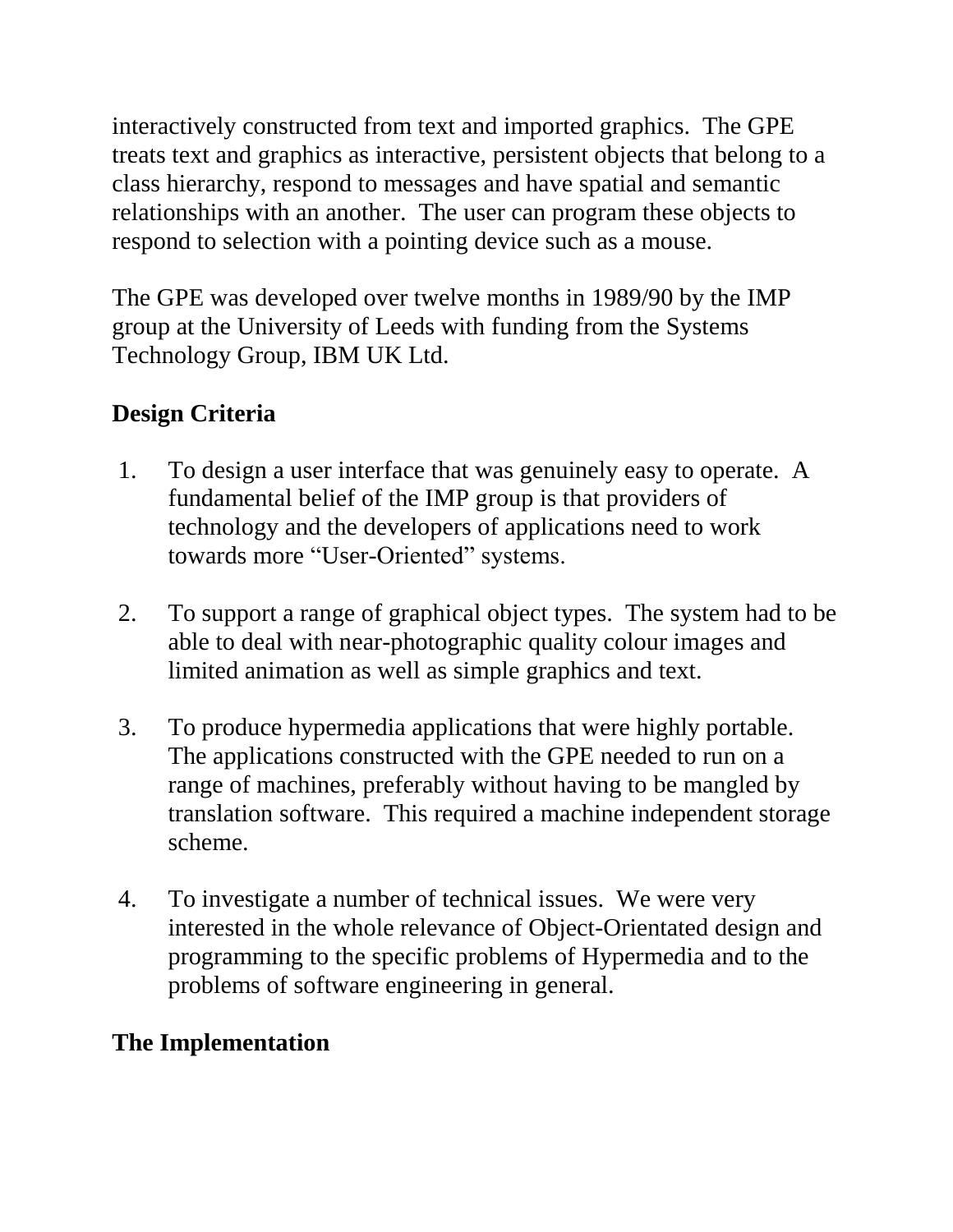interactively constructed from text and imported graphics.  The GPE treats text and graphics as interactive, persistent objects that belong to a class hierarchy, respond to messages and have spatial and semantic relationships with an another.  The user can program these objects to respond to selection with a pointing device such as a mouse.

The GPE was developed over twelve months in 1989/90 by the IMP group at the University of Leeds with funding from the Systems Technology Group, IBM UK Ltd.

## Design Criteria

1. To design a user interface that was genuinely easy to operate.  A fundamental belief of the IMP group is that providers of technology and the developers of applications need to work towards more "User-Oriented" systems.

2. To support a range of graphical object types.  The system had to be able to deal with near-photographic quality colour images and limited animation as well as simple graphics and text.

3. To produce hypermedia applications that were highly portable.  The applications constructed with the GPE needed to run on a range of machines, preferably without having to be mangled by translation software.  This required a machine independent storage scheme.

4. To investigate a number of technical issues.  We were very interested in the whole relevance of Object-Orientated design and programming to the specific problems of Hypermedia and to the problems of software engineering in general.

## The Implementation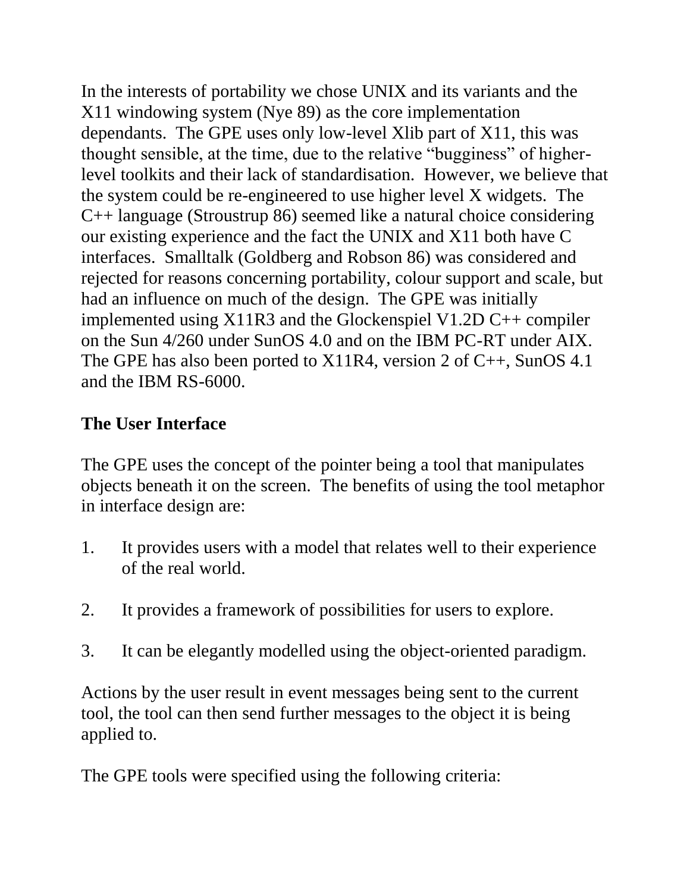In the interests of portability we chose UNIX and its variants and the X11 windowing system (Nye 89) as the core implementation dependants. The GPE uses only low-level Xlib part of X11, this was thought sensible, at the time, due to the relative "bugginess" of higher-level toolkits and their lack of standardisation. However, we believe that the system could be re-engineered to use higher level X widgets. The C++ language (Stroustrup 86) seemed like a natural choice considering our existing experience and the fact the UNIX and X11 both have C interfaces. Smalltalk (Goldberg and Robson 86) was considered and rejected for reasons concerning portability, colour support and scale, but had an influence on much of the design. The GPE was initially implemented using X11R3 and the Glockenspiel V1.2D C++ compiler on the Sun 4/260 under SunOS 4.0 and on the IBM PC-RT under AIX. The GPE has also been ported to X11R4, version 2 of C++, SunOS 4.1 and the IBM RS-6000.

## The User Interface

The GPE uses the concept of the pointer being a tool that manipulates objects beneath it on the screen. The benefits of using the tool metaphor in interface design are:

1. It provides users with a model that relates well to their experience of the real world.

2. It provides a framework of possibilities for users to explore.

3. It can be elegantly modelled using the object-oriented paradigm.

Actions by the user result in event messages being sent to the current tool, the tool can then send further messages to the object it is being applied to.

The GPE tools were specified using the following criteria: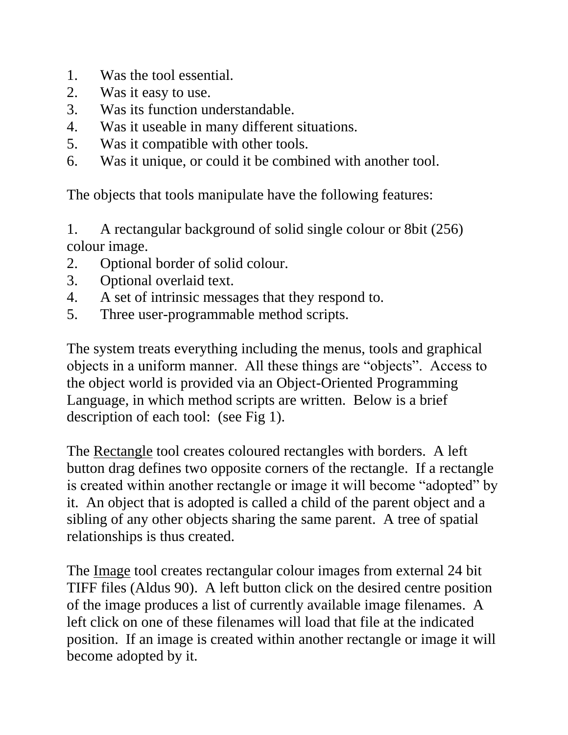1. Was the tool essential.
2. Was it easy to use.
3. Was its function understandable.
4. Was it useable in many different situations.
5. Was it compatible with other tools.
6. Was it unique, or could it be combined with another tool.

The objects that tools manipulate have the following features:

1. A rectangular background of solid single colour or 8bit (256) colour image.
2. Optional border of solid colour.
3. Optional overlaid text.
4. A set of intrinsic messages that they respond to.
5. Three user-programmable method scripts.

The system treats everything including the menus, tools and graphical objects in a uniform manner. All these things are "objects". Access to the object world is provided via an Object-Oriented Programming Language, in which method scripts are written. Below is a brief description of each tool: (see Fig 1).

The <u>Rectangle</u> tool creates coloured rectangles with borders. A left button drag defines two opposite corners of the rectangle. If a rectangle is created within another rectangle or image it will become "adopted" by it. An object that is adopted is called a child of the parent object and a sibling of any other objects sharing the same parent. A tree of spatial relationships is thus created.

The <u>Image</u> tool creates rectangular colour images from external 24 bit TIFF files (Aldus 90). A left button click on the desired centre position of the image produces a list of currently available image filenames. A left click on one of these filenames will load that file at the indicated position. If an image is created within another rectangle or image it will become adopted by it.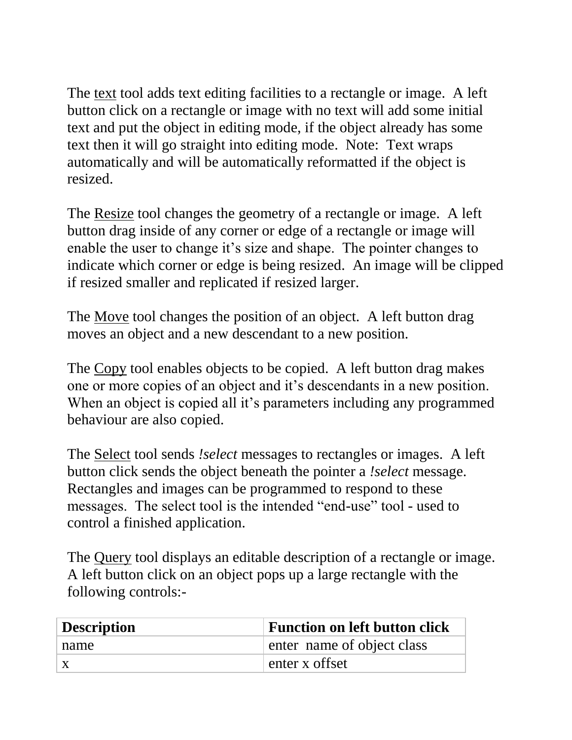The text tool adds text editing facilities to a rectangle or image. A left button click on a rectangle or image with no text will add some initial text and put the object in editing mode, if the object already has some text then it will go straight into editing mode. Note: Text wraps automatically and will be automatically reformatted if the object is resized.

The Resize tool changes the geometry of a rectangle or image. A left button drag inside of any corner or edge of a rectangle or image will enable the user to change it's size and shape. The pointer changes to indicate which corner or edge is being resized. An image will be clipped if resized smaller and replicated if resized larger.

The Move tool changes the position of an object. A left button drag moves an object and a new descendant to a new position.

The Copy tool enables objects to be copied. A left button drag makes one or more copies of an object and it's descendants in a new position. When an object is copied all it's parameters including any programmed behaviour are also copied.

The Select tool sends *!select* messages to rectangles or images. A left button click sends the object beneath the pointer a *!select* message. Rectangles and images can be programmed to respond to these messages. The select tool is the intended "end-use" tool - used to control a finished application.

The Query tool displays an editable description of a rectangle or image. A left button click on an object pops up a large rectangle with the following controls:-

| **Description** | **Function on left button click** |
|---|---|
| name | enter name of object class |
| x | enter x offset |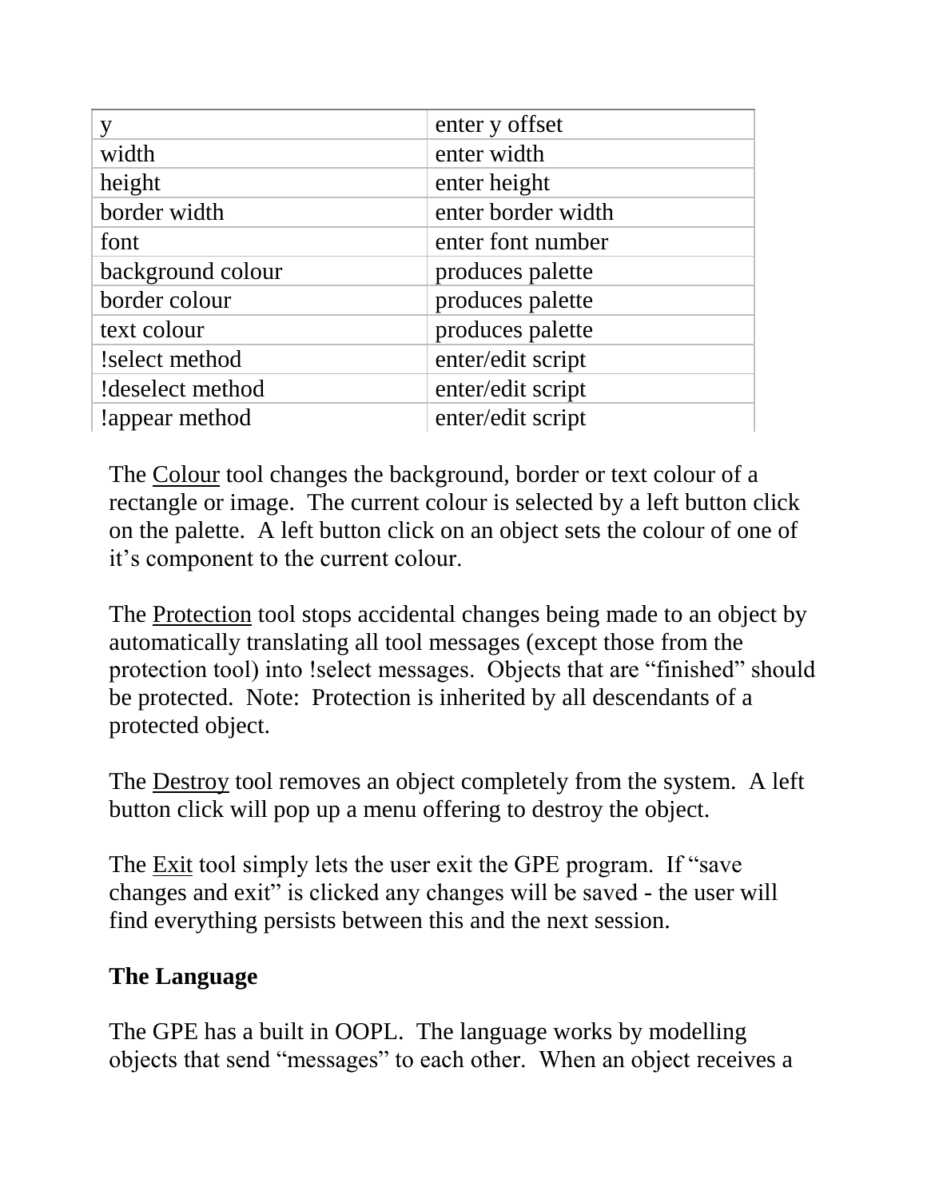| y | enter y offset |
| --- | --- |
| width | enter width |
| height | enter height |
| border width | enter border width |
| font | enter font number |
| background colour | produces palette |
| border colour | produces palette |
| text colour | produces palette |
| !select method | enter/edit script |
| !deselect method | enter/edit script |
| !appear method | enter/edit script |

The Colour tool changes the background, border or text colour of a rectangle or image. The current colour is selected by a left button click on the palette. A left button click on an object sets the colour of one of it's component to the current colour.

The Protection tool stops accidental changes being made to an object by automatically translating all tool messages (except those from the protection tool) into !select messages. Objects that are "finished" should be protected. Note: Protection is inherited by all descendants of a protected object.

The Destroy tool removes an object completely from the system. A left button click will pop up a menu offering to destroy the object.

The Exit tool simply lets the user exit the GPE program. If "save changes and exit" is clicked any changes will be saved - the user will find everything persists between this and the next session.

**The Language**

The GPE has a built in OOPL. The language works by modelling objects that send "messages" to each other. When an object receives a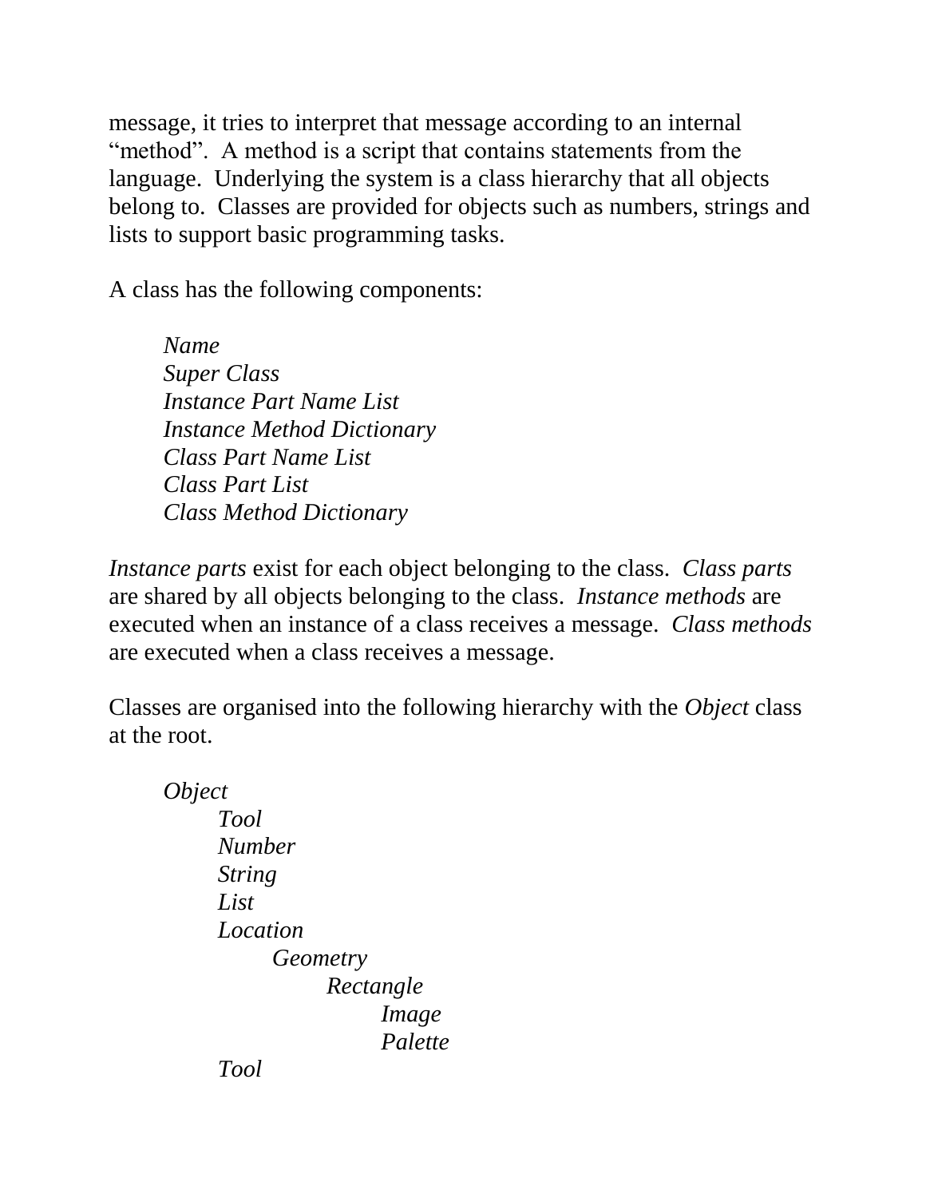message, it tries to interpret that message according to an internal “method”.  A method is a script that contains statements from the language.  Underlying the system is a class hierarchy that all objects belong to.  Classes are provided for objects such as numbers, strings and lists to support basic programming tasks.

A class has the following components:

> *Name*
> *Super Class*
> *Instance Part Name List*
> *Instance Method Dictionary*
> *Class Part Name List*
> *Class Part List*
> *Class Method Dictionary*

*Instance parts* exist for each object belonging to the class.  *Class parts* are shared by all objects belonging to the class.  *Instance methods* are executed when an instance of a class receives a message.  *Class methods* are executed when a class receives a message.

Classes are organised into the following hierarchy with the *Object* class at the root.

- *Object*
  - *Tool*
  - *Number*
  - *String*
  - *List*
  - *Location*
    - *Geometry*
      - *Rectangle*
        - *Image*
        - *Palette*
  - *Tool*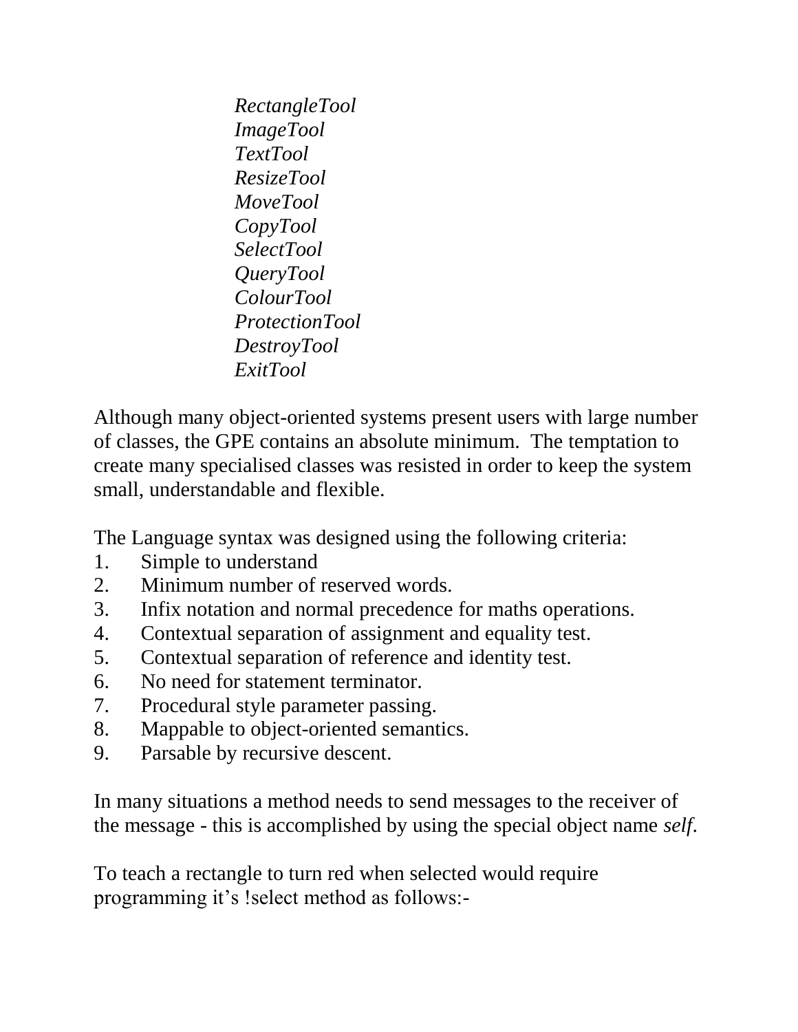*RectangleTool*
*ImageTool*
*TextTool*
*ResizeTool*
*MoveTool*
*CopyTool*
*SelectTool*
*QueryTool*
*ColourTool*
*ProtectionTool*
*DestroyTool*
*ExitTool*

Although many object-oriented systems present users with large number of classes, the GPE contains an absolute minimum. The temptation to create many specialised classes was resisted in order to keep the system small, understandable and flexible.

The Language syntax was designed using the following criteria:

1. Simple to understand
2. Minimum number of reserved words.
3. Infix notation and normal precedence for maths operations.
4. Contextual separation of assignment and equality test.
5. Contextual separation of reference and identity test.
6. No need for statement terminator.
7. Procedural style parameter passing.
8. Mappable to object-oriented semantics.
9. Parsable by recursive descent.

In many situations a method needs to send messages to the receiver of the message - this is accomplished by using the special object name *self*.

To teach a rectangle to turn red when selected would require programming it's !select method as follows:-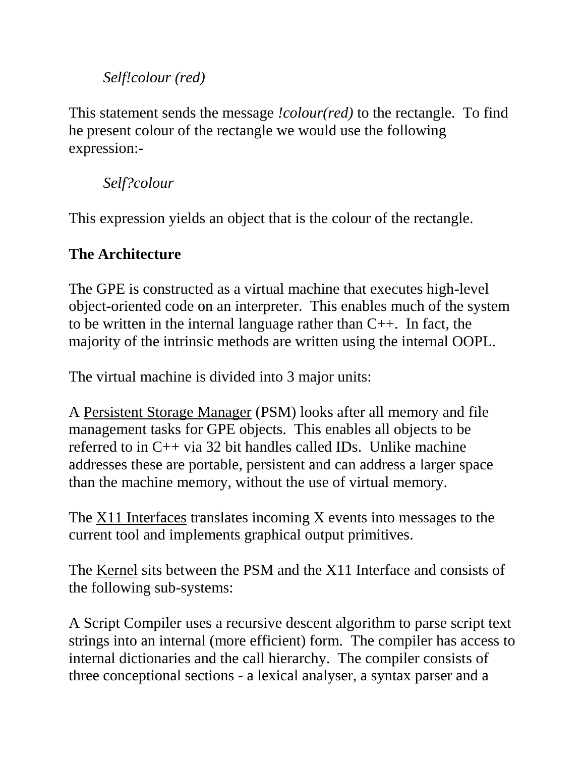*Self!colour (red)*

This statement sends the message *!colour(red)* to the rectangle.  To find he present colour of the rectangle we would use the following expression:-

*Self?colour*

This expression yields an object that is the colour of the rectangle.

**The Architecture**

The GPE is constructed as a virtual machine that executes high-level object-oriented code on an interpreter.  This enables much of the system to be written in the internal language rather than C++.  In fact, the majority of the intrinsic methods are written using the internal OOPL.

The virtual machine is divided into 3 major units:

A <u>Persistent Storage Manager</u> (PSM) looks after all memory and file management tasks for GPE objects.  This enables all objects to be referred to in C++ via 32 bit handles called IDs.  Unlike machine addresses these are portable, persistent and can address a larger space than the machine memory, without the use of virtual memory.

The <u>X11 Interfaces</u> translates incoming X events into messages to the current tool and implements graphical output primitives.

The <u>Kernel</u> sits between the PSM and the X11 Interface and consists of the following sub-systems:

A Script Compiler uses a recursive descent algorithm to parse script text strings into an internal (more efficient) form.  The compiler has access to internal dictionaries and the call hierarchy.  The compiler consists of three conceptional sections - a lexical analyser, a syntax parser and a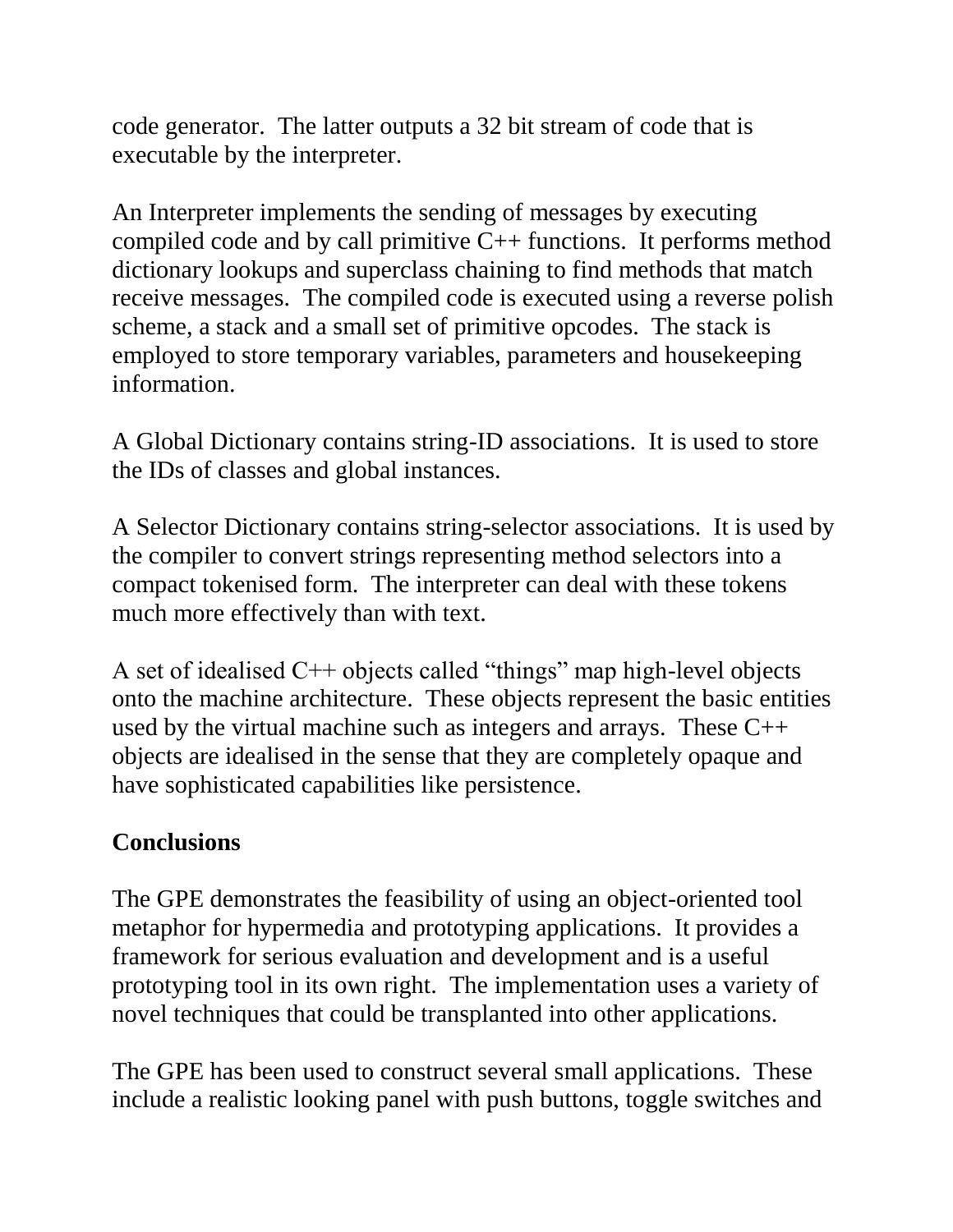code generator. The latter outputs a 32 bit stream of code that is executable by the interpreter.

An Interpreter implements the sending of messages by executing compiled code and by call primitive C++ functions. It performs method dictionary lookups and superclass chaining to find methods that match receive messages. The compiled code is executed using a reverse polish scheme, a stack and a small set of primitive opcodes. The stack is employed to store temporary variables, parameters and housekeeping information.

A Global Dictionary contains string-ID associations. It is used to store the IDs of classes and global instances.

A Selector Dictionary contains string-selector associations. It is used by the compiler to convert strings representing method selectors into a compact tokenised form. The interpreter can deal with these tokens much more effectively than with text.

A set of idealised C++ objects called "things" map high-level objects onto the machine architecture. These objects represent the basic entities used by the virtual machine such as integers and arrays. These C++ objects are idealised in the sense that they are completely opaque and have sophisticated capabilities like persistence.

**Conclusions**

The GPE demonstrates the feasibility of using an object-oriented tool metaphor for hypermedia and prototyping applications. It provides a framework for serious evaluation and development and is a useful prototyping tool in its own right. The implementation uses a variety of novel techniques that could be transplanted into other applications.

The GPE has been used to construct several small applications. These include a realistic looking panel with push buttons, toggle switches and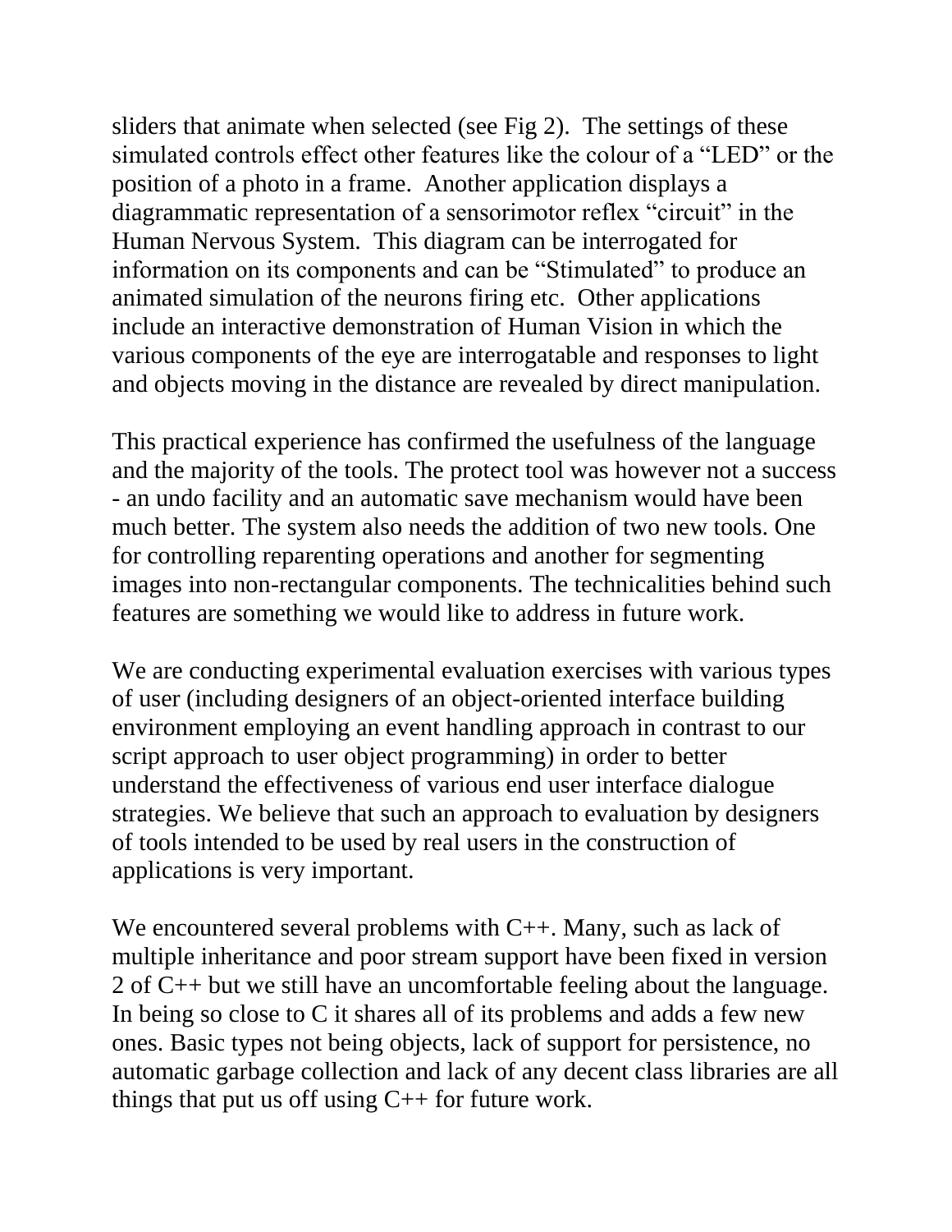sliders that animate when selected (see Fig 2). The settings of these simulated controls effect other features like the colour of a “LED” or the position of a photo in a frame. Another application displays a diagrammatic representation of a sensorimotor reflex “circuit” in the Human Nervous System. This diagram can be interrogated for information on its components and can be “Stimulated” to produce an animated simulation of the neurons firing etc. Other applications include an interactive demonstration of Human Vision in which the various components of the eye are interrogatable and responses to light and objects moving in the distance are revealed by direct manipulation.

This practical experience has confirmed the usefulness of the language and the majority of the tools. The protect tool was however not a success - an undo facility and an automatic save mechanism would have been much better. The system also needs the addition of two new tools. One for controlling reparenting operations and another for segmenting images into non-rectangular components. The technicalities behind such features are something we would like to address in future work.

We are conducting experimental evaluation exercises with various types of user (including designers of an object-oriented interface building environment employing an event handling approach in contrast to our script approach to user object programming) in order to better understand the effectiveness of various end user interface dialogue strategies. We believe that such an approach to evaluation by designers of tools intended to be used by real users in the construction of applications is very important.

We encountered several problems with C++. Many, such as lack of multiple inheritance and poor stream support have been fixed in version 2 of C++ but we still have an uncomfortable feeling about the language. In being so close to C it shares all of its problems and adds a few new ones. Basic types not being objects, lack of support for persistence, no automatic garbage collection and lack of any decent class libraries are all things that put us off using C++ for future work.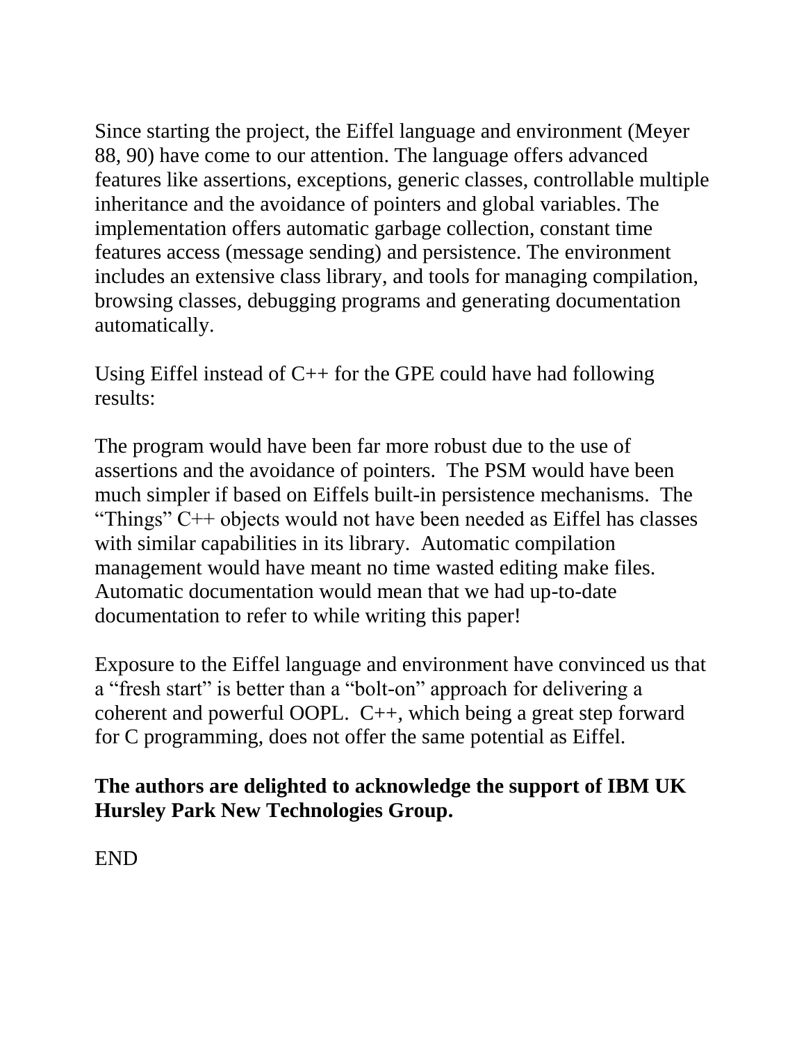Since starting the project, the Eiffel language and environment (Meyer 88, 90) have come to our attention. The language offers advanced features like assertions, exceptions, generic classes, controllable multiple inheritance and the avoidance of pointers and global variables. The implementation offers automatic garbage collection, constant time features access (message sending) and persistence. The environment includes an extensive class library, and tools for managing compilation, browsing classes, debugging programs and generating documentation automatically.

Using Eiffel instead of C++ for the GPE could have had following results:

The program would have been far more robust due to the use of assertions and the avoidance of pointers. The PSM would have been much simpler if based on Eiffels built-in persistence mechanisms. The "Things" C++ objects would not have been needed as Eiffel has classes with similar capabilities in its library. Automatic compilation management would have meant no time wasted editing make files. Automatic documentation would mean that we had up-to-date documentation to refer to while writing this paper!

Exposure to the Eiffel language and environment have convinced us that a "fresh start" is better than a "bolt-on" approach for delivering a coherent and powerful OOPL. C++, which being a great step forward for C programming, does not offer the same potential as Eiffel.

**The authors are delighted to acknowledge the support of IBM UK Hursley Park New Technologies Group.**

END